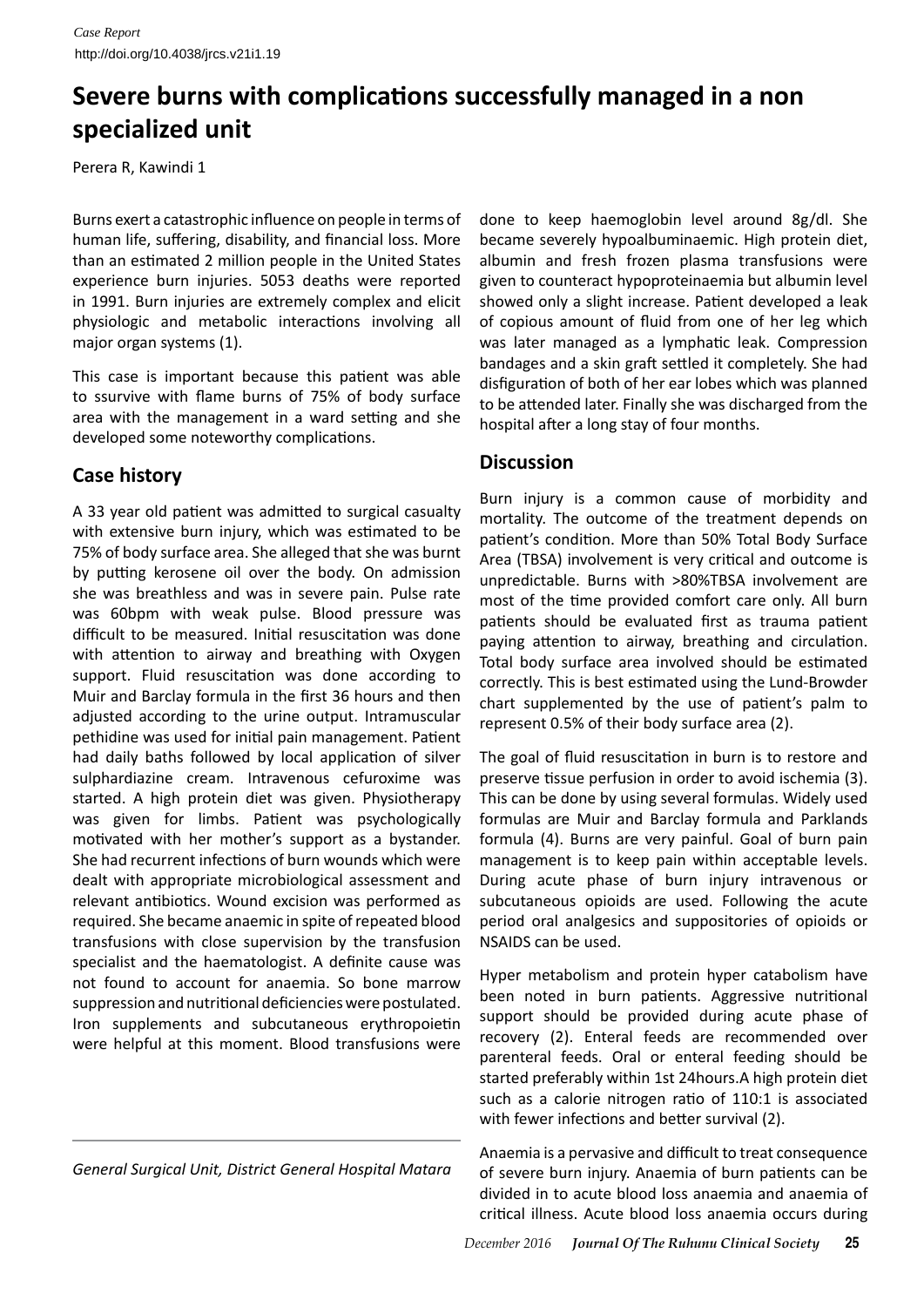*Case Report*

http://doi.org/10.4038/jrcs.v21i1.19

# Severe burns with complications successfully managed in a non specialized unit

Perera R, Kawindi 1

Burns exert a catastrophic influence on people in terms of human life, suffering, disability, and financial loss. More than an estimated 2 million people in the United States experience burn injuries. 5053 deaths were reported in 1991. Burn injuries are extremely complex and elicit physiologic and metabolic interactions involving all major organ systems (1).

This case is important because this patient was able to ssurvive with flame burns of 75% of body surface area with the management in a ward setting and she developed some noteworthy complications.

## Case history

A 33 year old patient was admitted to surgical casualty with extensive burn injury, which was estimated to be 75% of body surface area. She alleged that she was burnt by putting kerosene oil over the body. On admission she was breathless and was in severe pain. Pulse rate was 60bpm with weak pulse. Blood pressure was difficult to be measured. Initial resuscitation was done with attention to airway and breathing with Oxygen support. Fluid resuscitation was done according to Muir and Barclay formula in the first 36 hours and then adjusted according to the urine output. Intramuscular pethidine was used for initial pain management. Patient had daily baths followed by local application of silver sulphardiazine cream. Intravenous cefuroxime was started. A high protein diet was given. Physiotherapy was given for limbs. Patient was psychologically motivated with her mother's support as a bystander. She had recurrent infections of burn wounds which were dealt with appropriate microbiological assessment and relevant antibiotics. Wound excision was performed as required. She became anaemic in spite of repeated blood transfusions with close supervision by the transfusion specialist and the haematologist. A definite cause was not found to account for anaemia. So bone marrow suppression and nutritional deficiencies were postulated. Iron supplements and subcutaneous erythropoietin were helpful at this moment. Blood transfusions were done to keep haemoglobin level around 8g/dl. She became severely hypoalbuminaemic. High protein diet, albumin and fresh frozen plasma transfusions were given to counteract hypoproteinaemia but albumin level showed only a slight increase. Patient developed a leak of copious amount of fluid from one of her leg which was later managed as a lymphatic leak. Compression bandages and a skin graft settled it completely. She had disfiguration of both of her ear lobes which was planned to be attended later. Finally she was discharged from the hospital after a long stay of four months.

## Discussion

Burn injury is a common cause of morbidity and mortality. The outcome of the treatment depends on patient's condition. More than 50% Total Body Surface Area (TBSA) involvement is very critical and outcome is unpredictable. Burns with >80%TBSA involvement are most of the time provided comfort care only. All burn patients should be evaluated first as trauma patient paying attention to airway, breathing and circulation. Total body surface area involved should be estimated correctly. This is best estimated using the Lund-Browder chart supplemented by the use of patient's palm to represent 0.5% of their body surface area (2).

The goal of fluid resuscitation in burn is to restore and preserve tissue perfusion in order to avoid ischemia (3). This can be done by using several formulas. Widely used formulas are Muir and Barclay formula and Parklands formula (4). Burns are very painful. Goal of burn pain management is to keep pain within acceptable levels. During acute phase of burn injury intravenous or subcutaneous opioids are used. Following the acute period oral analgesics and suppositories of opioids or NSAIDS can be used.

Hyper metabolism and protein hyper catabolism have been noted in burn patients. Aggressive nutritional support should be provided during acute phase of recovery (2). Enteral feeds are recommended over parenteral feeds. Oral or enteral feeding should be started preferably within 1st 24hours.A high protein diet such as a calorie nitrogen ratio of 110:1 is associated with fewer infections and better survival (2).

Anaemia is a pervasive and difficult to treat consequence of severe burn injury. Anaemia of burn patients can be divided in to acute blood loss anaemia and anaemia of critical illness. Acute blood loss anaemia occurs during

*General Surgical Unit, District General Hospital Matara*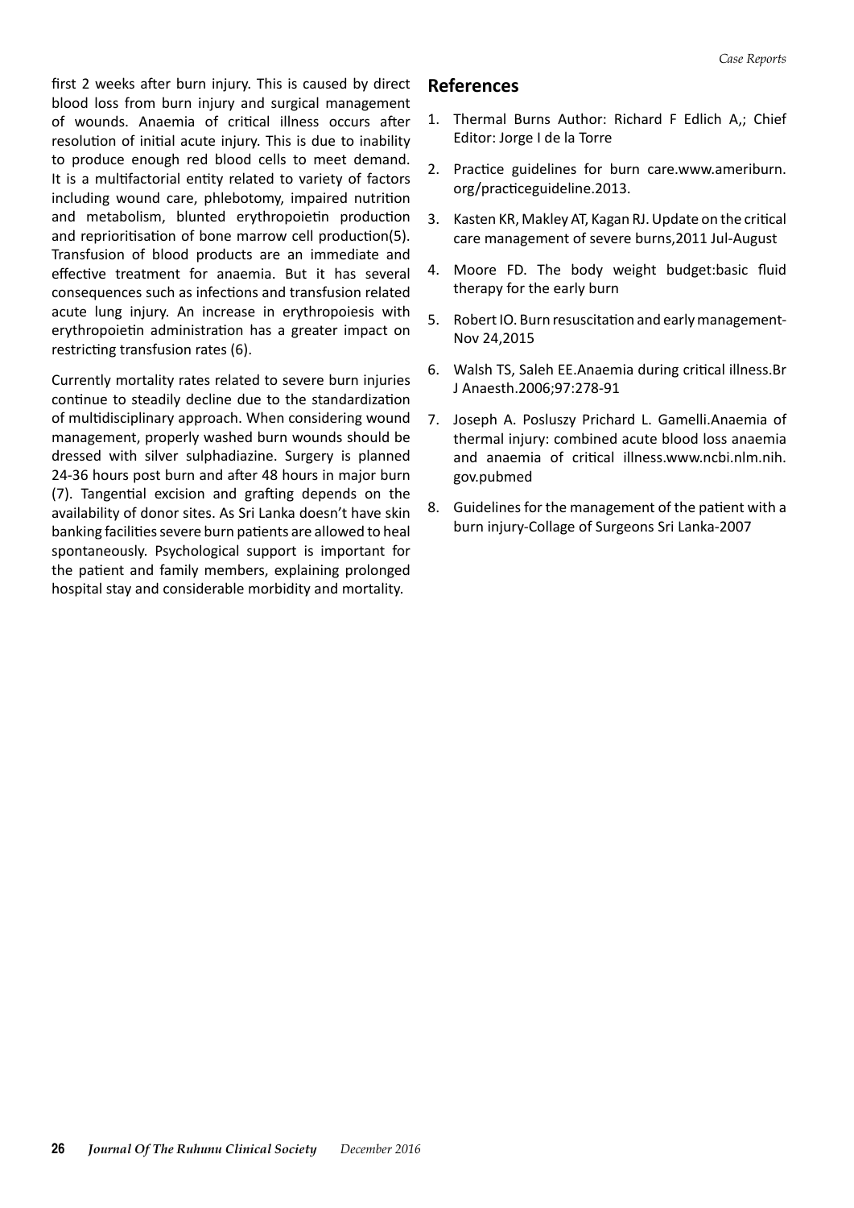first 2 weeks after burn injury. This is caused by direct blood loss from burn injury and surgical management of wounds. Anaemia of critical illness occurs after resolution of initial acute injury. This is due to inability to produce enough red blood cells to meet demand. It is a multifactorial entity related to variety of factors including wound care, phlebotomy, impaired nutrition and metabolism, blunted erythropoietin production and reprioritisation of bone marrow cell production(5). Transfusion of blood products are an immediate and effective treatment for anaemia. But it has several consequences such as infections and transfusion related acute lung injury. An increase in erythropoiesis with erythropoietin administration has a greater impact on restricting transfusion rates (6).

Currently mortality rates related to severe burn injuries continue to steadily decline due to the standardization of multidisciplinary approach. When considering wound management, properly washed burn wounds should be dressed with silver sulphadiazine. Surgery is planned 24-36 hours post burn and after 48 hours in major burn (7). Tangential excision and grafting depends on the availability of donor sites. As Sri Lanka doesn't have skin banking facilities severe burn patients are allowed to heal spontaneously. Psychological support is important for the patient and family members, explaining prolonged hospital stay and considerable morbidity and mortality.

## References

1. Thermal Burns Author: Richard F Edlich A,; Chief Editor: Jorge I de la Torre
2. Practice guidelines for burn care.www.ameriburn.org/practiceguideline.2013.
3. Kasten KR, Makley AT, Kagan RJ. Update on the critical care management of severe burns,2011 Jul-August
4. Moore FD. The body weight budget:basic fluid therapy for the early burn
5. Robert IO. Burn resuscitation and early management-Nov 24,2015
6. Walsh TS, Saleh EE.Anaemia during critical illness.Br J Anaesth.2006;97:278-91
7. Joseph A. Posluszy Prichard L. Gamelli.Anaemia of thermal injury: combined acute blood loss anaemia and anaemia of critical illness.www.ncbi.nlm.nih.gov.pubmed
8. Guidelines for the management of the patient with a burn injury-Collage of Surgeons Sri Lanka-2007